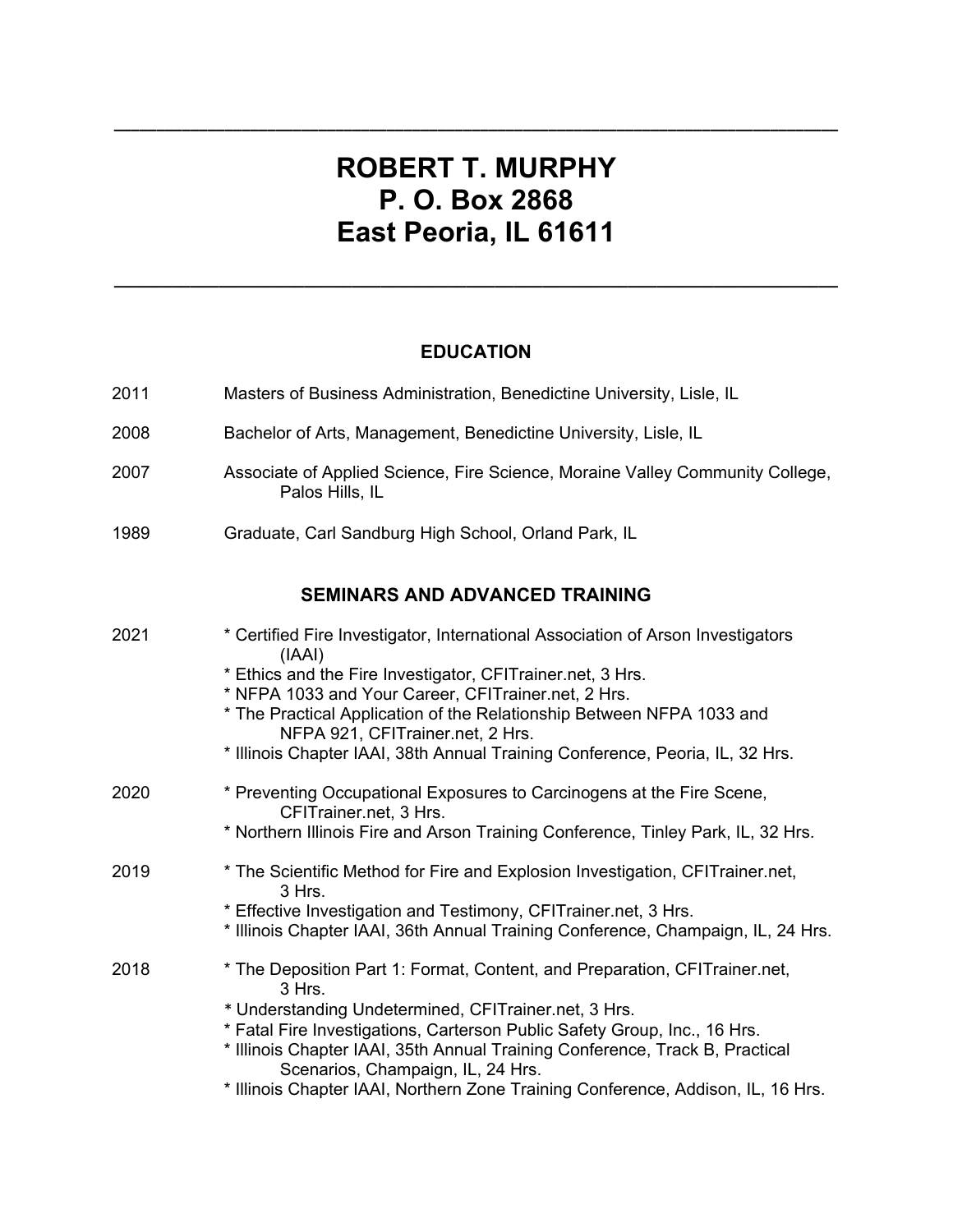---

# ROBERT T. MURPHY
# P. O. Box 2868
# East Peoria, IL 61611

---

## EDUCATION

2011 Masters of Business Administration, Benedictine University, Lisle, IL

2008 Bachelor of Arts, Management, Benedictine University, Lisle, IL

2007 Associate of Applied Science, Fire Science, Moraine Valley Community College, Palos Hills, IL

1989 Graduate, Carl Sandburg High School, Orland Park, IL

## SEMINARS AND ADVANCED TRAINING

2021
- * Certified Fire Investigator, International Association of Arson Investigators (IAAI)
- * Ethics and the Fire Investigator, CFITrainer.net, 3 Hrs.
- * NFPA 1033 and Your Career, CFITrainer.net, 2 Hrs.
- * The Practical Application of the Relationship Between NFPA 1033 and NFPA 921, CFITrainer.net, 2 Hrs.
- * Illinois Chapter IAAI, 38th Annual Training Conference, Peoria, IL, 32 Hrs.

2020
- * Preventing Occupational Exposures to Carcinogens at the Fire Scene, CFITrainer.net, 3 Hrs.
- * Northern Illinois Fire and Arson Training Conference, Tinley Park, IL, 32 Hrs.

2019
- * The Scientific Method for Fire and Explosion Investigation, CFITrainer.net, 3 Hrs.
- * Effective Investigation and Testimony, CFITrainer.net, 3 Hrs.
- * Illinois Chapter IAAI, 36th Annual Training Conference, Champaign, IL, 24 Hrs.

2018
- * The Deposition Part 1: Format, Content, and Preparation, CFITrainer.net, 3 Hrs.
- * Understanding Undetermined, CFITrainer.net, 3 Hrs.
- * Fatal Fire Investigations, Carterson Public Safety Group, Inc., 16 Hrs.
- * Illinois Chapter IAAI, 35th Annual Training Conference, Track B, Practical Scenarios, Champaign, IL, 24 Hrs.
- * Illinois Chapter IAAI, Northern Zone Training Conference, Addison, IL, 16 Hrs.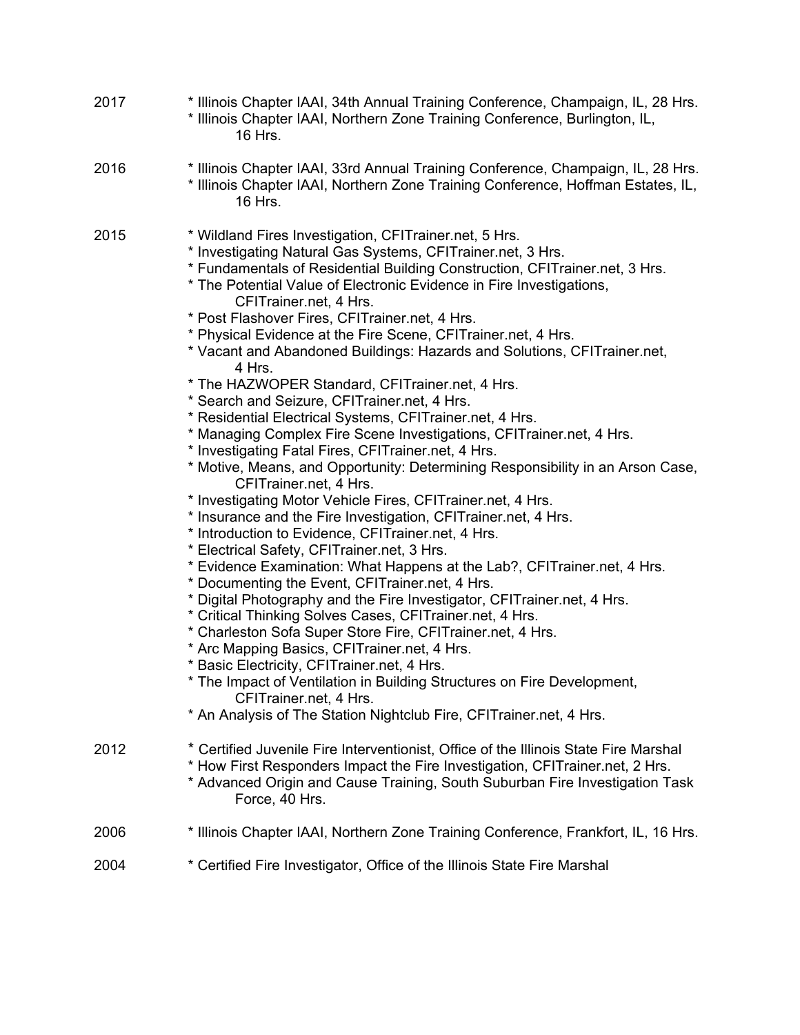2017 
* Illinois Chapter IAAI, 34th Annual Training Conference, Champaign, IL, 28 Hrs.
* Illinois Chapter IAAI, Northern Zone Training Conference, Burlington, IL, 16 Hrs.

2016 
* Illinois Chapter IAAI, 33rd Annual Training Conference, Champaign, IL, 28 Hrs.
* Illinois Chapter IAAI, Northern Zone Training Conference, Hoffman Estates, IL, 16 Hrs.

2015 
* Wildland Fires Investigation, CFITrainer.net, 5 Hrs.
* Investigating Natural Gas Systems, CFITrainer.net, 3 Hrs.
* Fundamentals of Residential Building Construction, CFITrainer.net, 3 Hrs.
* The Potential Value of Electronic Evidence in Fire Investigations, CFITrainer.net, 4 Hrs.
* Post Flashover Fires, CFITrainer.net, 4 Hrs.
* Physical Evidence at the Fire Scene, CFITrainer.net, 4 Hrs.
* Vacant and Abandoned Buildings: Hazards and Solutions, CFITrainer.net, 4 Hrs.
* The HAZWOPER Standard, CFITrainer.net, 4 Hrs.
* Search and Seizure, CFITrainer.net, 4 Hrs.
* Residential Electrical Systems, CFITrainer.net, 4 Hrs.
* Managing Complex Fire Scene Investigations, CFITrainer.net, 4 Hrs.
* Investigating Fatal Fires, CFITrainer.net, 4 Hrs.
* Motive, Means, and Opportunity: Determining Responsibility in an Arson Case, CFITrainer.net, 4 Hrs.
* Investigating Motor Vehicle Fires, CFITrainer.net, 4 Hrs.
* Insurance and the Fire Investigation, CFITrainer.net, 4 Hrs.
* Introduction to Evidence, CFITrainer.net, 4 Hrs.
* Electrical Safety, CFITrainer.net, 3 Hrs.
* Evidence Examination: What Happens at the Lab?, CFITrainer.net, 4 Hrs.
* Documenting the Event, CFITrainer.net, 4 Hrs.
* Digital Photography and the Fire Investigator, CFITrainer.net, 4 Hrs.
* Critical Thinking Solves Cases, CFITrainer.net, 4 Hrs.
* Charleston Sofa Super Store Fire, CFITrainer.net, 4 Hrs.
* Arc Mapping Basics, CFITrainer.net, 4 Hrs.
* Basic Electricity, CFITrainer.net, 4 Hrs.
* The Impact of Ventilation in Building Structures on Fire Development, CFITrainer.net, 4 Hrs.
* An Analysis of The Station Nightclub Fire, CFITrainer.net, 4 Hrs.

2012 
* Certified Juvenile Fire Interventionist, Office of the Illinois State Fire Marshal
* How First Responders Impact the Fire Investigation, CFITrainer.net, 2 Hrs.
* Advanced Origin and Cause Training, South Suburban Fire Investigation Task Force, 40 Hrs.

2006 
* Illinois Chapter IAAI, Northern Zone Training Conference, Frankfort, IL, 16 Hrs.

2004 
* Certified Fire Investigator, Office of the Illinois State Fire Marshal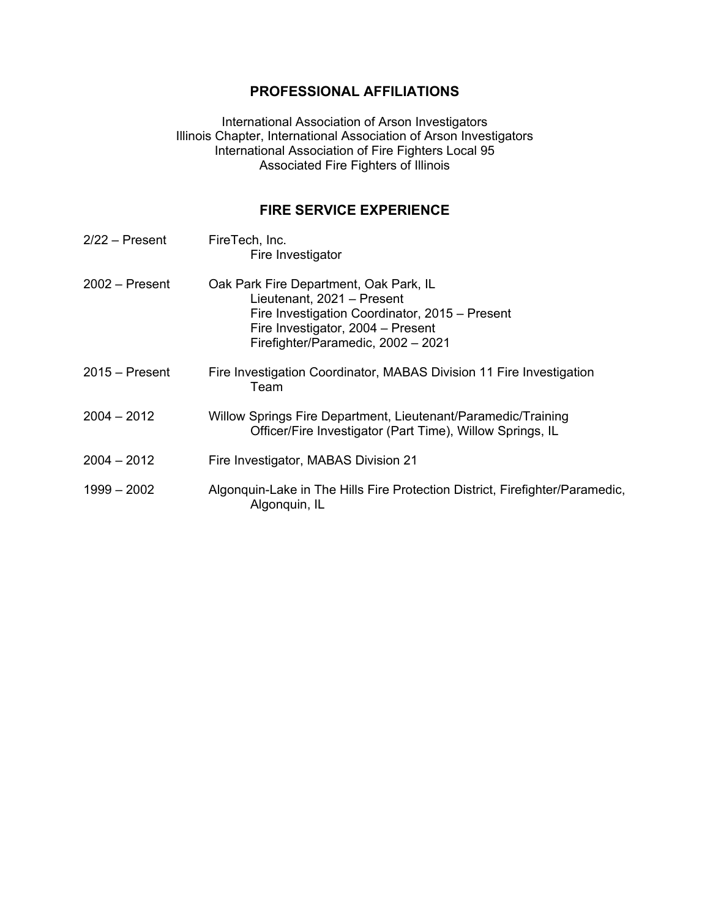## PROFESSIONAL AFFILIATIONS

International Association of Arson Investigators
Illinois Chapter, International Association of Arson Investigators
International Association of Fire Fighters Local 95
Associated Fire Fighters of Illinois

## FIRE SERVICE EXPERIENCE

| | |
|---|---|
| 2/22 – Present | FireTech, Inc.<br>Fire Investigator |
| 2002 – Present | Oak Park Fire Department, Oak Park, IL<br>Lieutenant, 2021 – Present<br>Fire Investigation Coordinator, 2015 – Present<br>Fire Investigator, 2004 – Present<br>Firefighter/Paramedic, 2002 – 2021 |
| 2015 – Present | Fire Investigation Coordinator, MABAS Division 11 Fire Investigation Team |
| 2004 – 2012 | Willow Springs Fire Department, Lieutenant/Paramedic/Training Officer/Fire Investigator (Part Time), Willow Springs, IL |
| 2004 – 2012 | Fire Investigator, MABAS Division 21 |
| 1999 – 2002 | Algonquin-Lake in The Hills Fire Protection District, Firefighter/Paramedic, Algonquin, IL |